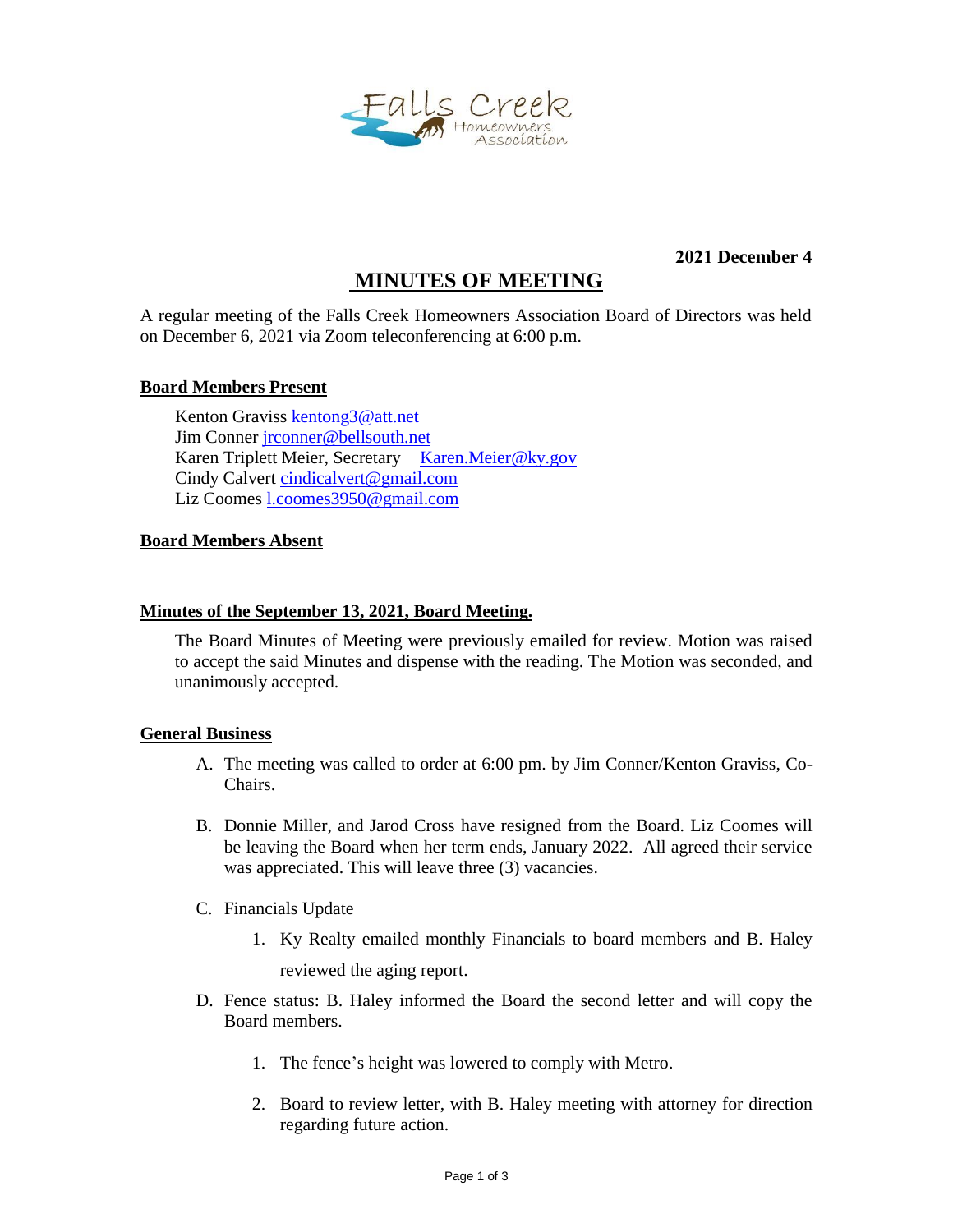**2021 December 4**

# MINUTES OF MEETING

A regular meeting of the Falls Creek Homeowners Association Board of Directors was held on December 6, 2021 via Zoom teleconferencing at 6:00 p.m.

## Board Members Present

Kenton Graviss kentong3@att.net
Jim Conner jrconner@bellsouth.net
Karen Triplett Meier, Secretary Karen.Meier@ky.gov
Cindy Calvert cindicalvert@gmail.com
Liz Coomes l.coomes3950@gmail.com

## Board Members Absent

## Minutes of the September 13, 2021, Board Meeting.

The Board Minutes of Meeting were previously emailed for review. Motion was raised to accept the said Minutes and dispense with the reading. The Motion was seconded, and unanimously accepted.

## General Business

A. The meeting was called to order at 6:00 pm. by Jim Conner/Kenton Graviss, Co-Chairs.

B. Donnie Miller, and Jarod Cross have resigned from the Board. Liz Coomes will be leaving the Board when her term ends, January 2022. All agreed their service was appreciated. This will leave three (3) vacancies.

C. Financials Update

   1. Ky Realty emailed monthly Financials to board members and B. Haley reviewed the aging report.

D. Fence status: B. Haley informed the Board the second letter and will copy the Board members.

   1. The fence's height was lowered to comply with Metro.

   2. Board to review letter, with B. Haley meeting with attorney for direction regarding future action.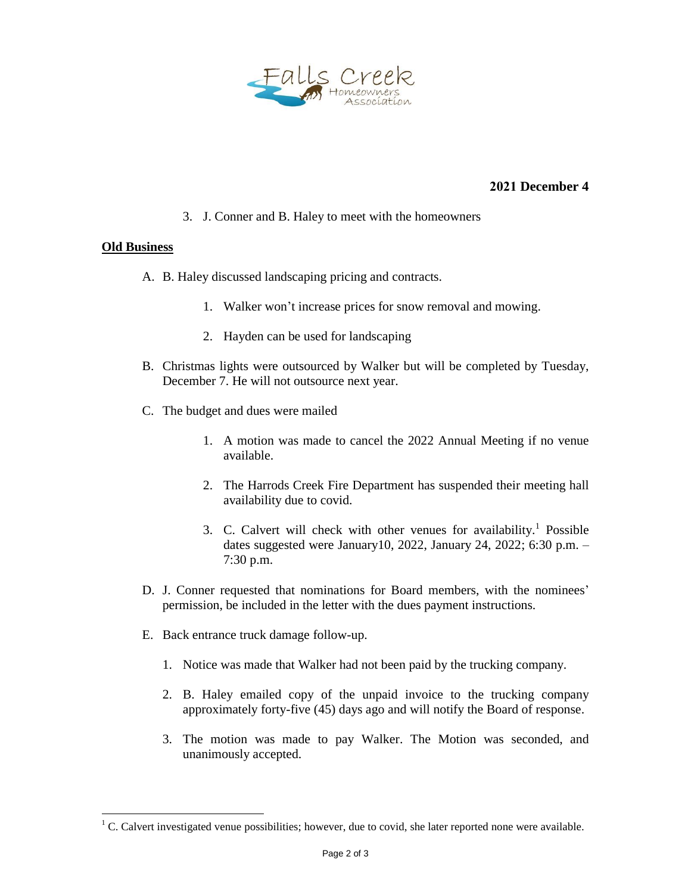**2021 December 4**

3. J. Conner and B. Haley to meet with the homeowners

**Old Business**

A. B. Haley discussed landscaping pricing and contracts.

   1. Walker won't increase prices for snow removal and mowing.
   2. Hayden can be used for landscaping

B. Christmas lights were outsourced by Walker but will be completed by Tuesday, December 7. He will not outsource next year.

C. The budget and dues were mailed

   1. A motion was made to cancel the 2022 Annual Meeting if no venue available.
   2. The Harrods Creek Fire Department has suspended their meeting hall availability due to covid.
   3. C. Calvert will check with other venues for availability.[1] Possible dates suggested were January10, 2022, January 24, 2022; 6:30 p.m. – 7:30 p.m.

D. J. Conner requested that nominations for Board members, with the nominees' permission, be included in the letter with the dues payment instructions.

E. Back entrance truck damage follow-up.

   1. Notice was made that Walker had not been paid by the trucking company.
   2. B. Haley emailed copy of the unpaid invoice to the trucking company approximately forty-five (45) days ago and will notify the Board of response.
   3. The motion was made to pay Walker. The Motion was seconded, and unanimously accepted.

---

[1] C. Calvert investigated venue possibilities; however, due to covid, she later reported none were available.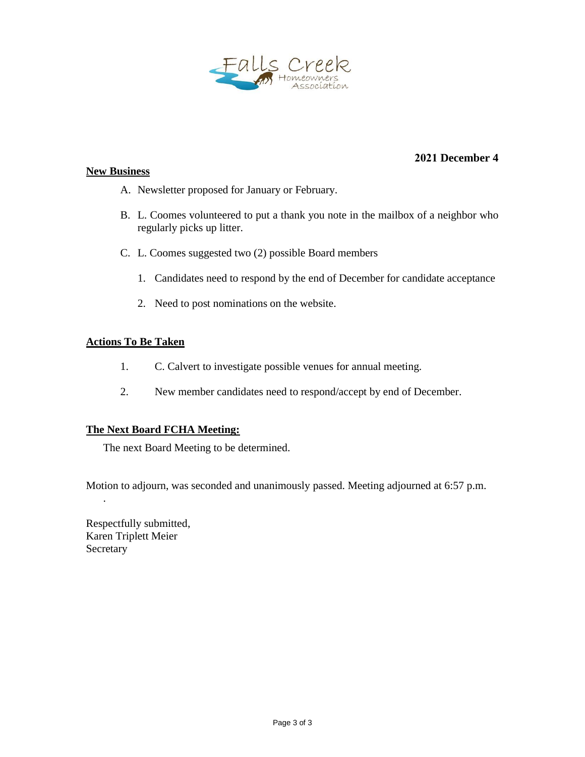**2021 December 4**

**New Business**

A. Newsletter proposed for January or February.

B. L. Coomes volunteered to put a thank you note in the mailbox of a neighbor who regularly picks up litter.

C. L. Coomes suggested two (2) possible Board members

   1. Candidates need to respond by the end of December for candidate acceptance

   2. Need to post nominations on the website.

**Actions To Be Taken**

1. C. Calvert to investigate possible venues for annual meeting.

2. New member candidates need to respond/accept by end of December.

**The Next Board FCHA Meeting:**

The next Board Meeting to be determined.

Motion to adjourn, was seconded and unanimously passed. Meeting adjourned at 6:57 p.m.

.

Respectfully submitted,
Karen Triplett Meier
Secretary